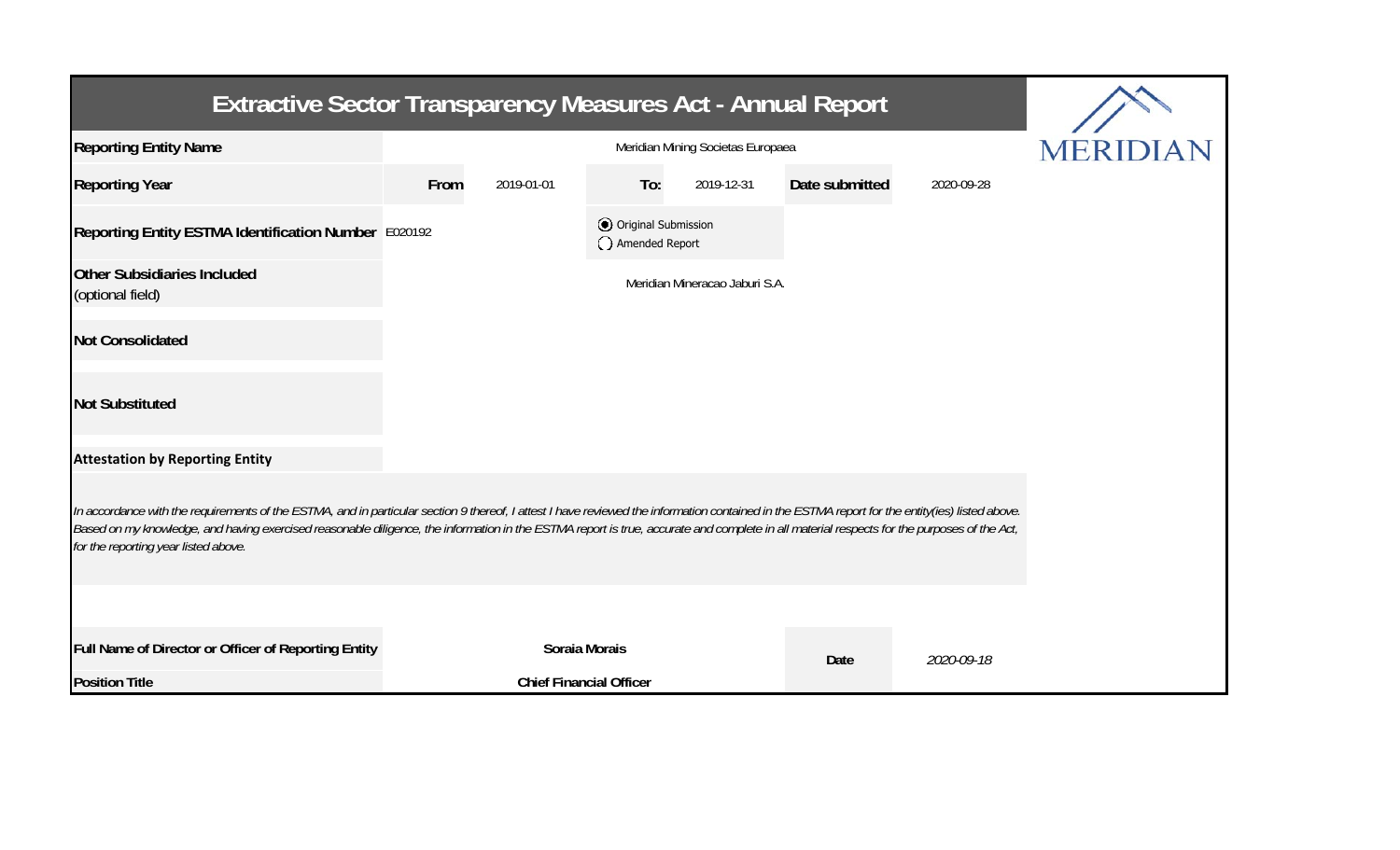# Extractive Sector Transparency Measures Act - Annual Report

MERIDIAN

| | | | | | | |
|---|---|---|---|---|---|---|
| **Reporting Entity Name** | Meridian Mining Societas Europaea | | | | | |
| **Reporting Year** | **From** | 2019-01-01 | **To:** | 2019-12-31 | **Date submitted** | 2020-09-28 |
| **Reporting Entity ESTMA Identification Number** | E020192 | | ◉ Original Submission<br>◯ Amended Report | | | |
| **Other Subsidiaries Included** (optional field) | Meridian Mineracao Jaburi S.A. | | | | | |
| **Not Consolidated** | | | | | | |
| **Not Substituted** | | | | | | |

**Attestation by Reporting Entity**

*In accordance with the requirements of the ESTMA, and in particular section 9 thereof, I attest I have reviewed the information contained in the ESTMA report for the entity(ies) listed above. Based on my knowledge, and having exercised reasonable diligence, the information in the ESTMA report is true, accurate and complete in all material respects for the purposes of the Act, for the reporting year listed above.*

| | | | |
|---|---|---|---|
| **Full Name of Director or Officer of Reporting Entity** | **Soraia Morais** | **Date** | *2020-09-18* |
| **Position Title** | **Chief Financial Officer** | | |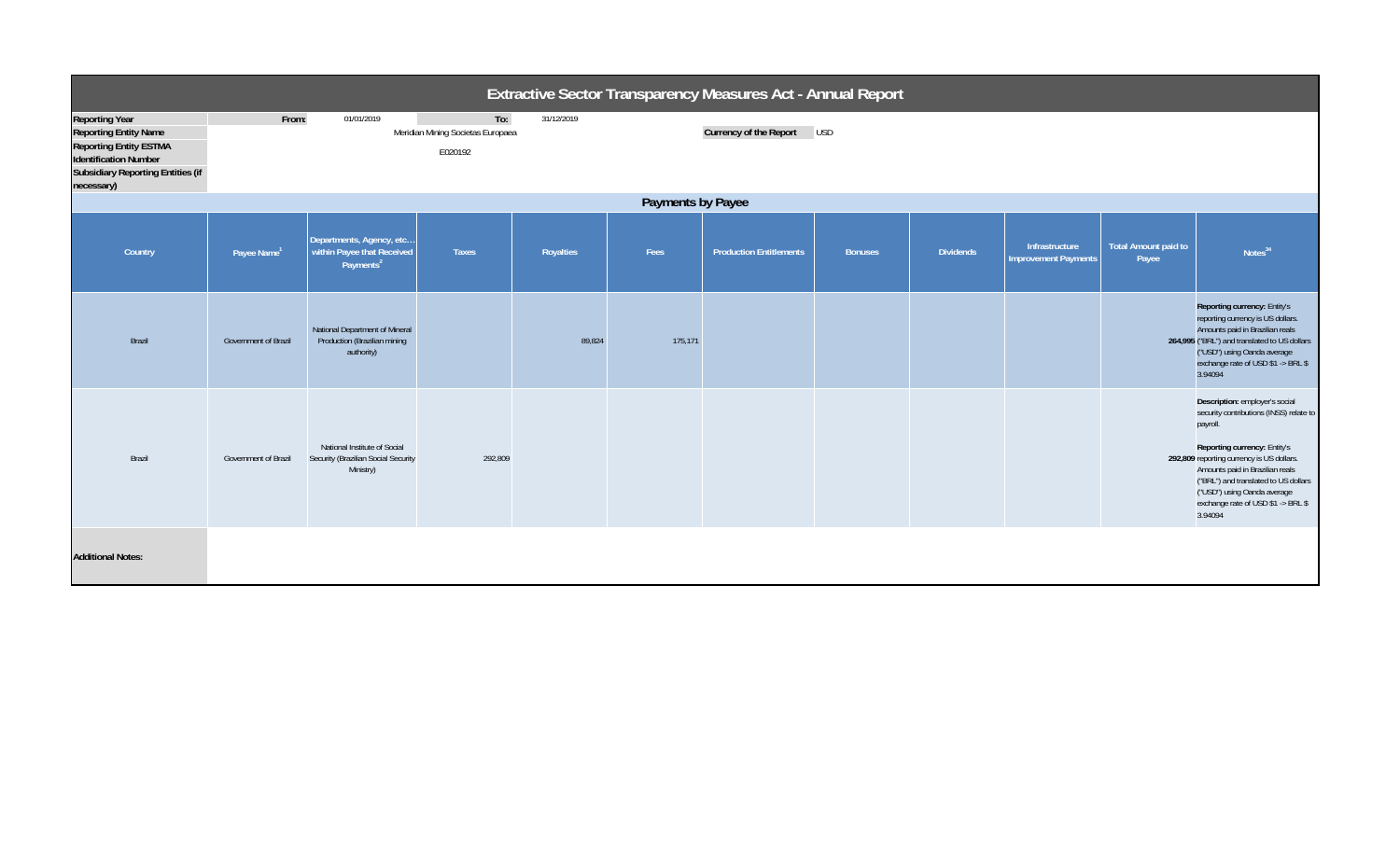# Extractive Sector Transparency Measures Act - Annual Report

| | | | | | |
|---|---|---|---|---|---|
| **Reporting Year** | From: | 01/01/2019 | To: | 31/12/2019 | |
| **Reporting Entity Name** | | Meridian Mining Societas Europaea | | **Currency of the Report** | USD |
| **Reporting Entity ESTMA Identification Number** | | E020192 | | | |
| **Subsidiary Reporting Entities (if necessary)** | | | | | |

## Payments by Payee

| Country | Payee Name[1] | Departments, Agency, etc… within Payee that Received Payments[2] | Taxes | Royalties | Fees | Production Entitlements | Bonuses | Dividends | Infrastructure Improvement Payments | Total Amount paid to Payee | Notes[34] |
|---|---|---|---|---|---|---|---|---|---|---|---|
| Brazil | Government of Brazil | National Department of Mineral Production (Brazilian mining authority) | | 89,824 | 175,171 | | | | | 264,995 | **Reporting currency:** Entity's reporting currency is US dollars. Amounts paid in Brazilian reals ("BRL") and translated to US dollars ("USD") using Oanda average exchange rate of USD $1 -> BRL $ 3.94094 |
| Brazil | Government of Brazil | National Institute of Social Security (Brazilian Social Security Ministry) | 292,809 | | | | | | | 292,809 | **Description:** employer's social security contributions (INSS) relate to payroll. **Reporting currency:** Entity's reporting currency is US dollars. Amounts paid in Brazilian reals ("BRL") and translated to US dollars ("USD") using Oanda average exchange rate of USD $1 -> BRL $ 3.94094 |

**Additional Notes:**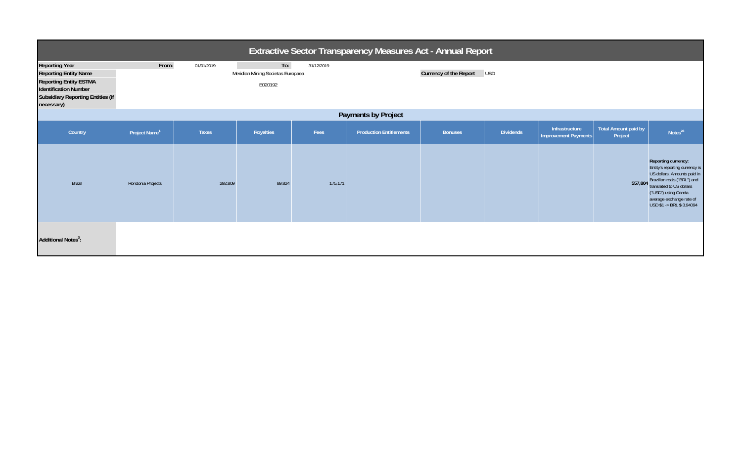# Extractive Sector Transparency Measures Act - Annual Report

| | | | | | |
|---|---|---|---|---|---|
| **Reporting Year** | From: | 01/01/2019 | To: | 31/12/2019 | |
| **Reporting Entity Name** | | Meridian Mining Societas Europaea | | **Currency of the Report** | USD |
| **Reporting Entity ESTMA Identification Number** | | E020192 | | | |
| **Subsidiary Reporting Entities (if necessary)** | | | | | |

## Payments by Project

| Country | Project Name[1] | Taxes | Royalties | Fees | Production Entitlements | Bonuses | Dividends | Infrastructure Improvement Payments | Total Amount paid by Project | Notes[23] |
|---|---|---|---|---|---|---|---|---|---|---|
| Brazil | Rondonia Projects | 292,809 | 89,824 | 175,171 | | | | | 557,804 | **Reporting currency:** Entity's reporting currency is US dollars. Amounts paid in Brazilian reals ("BRL") and translated to US dollars ("USD") using Oanda average exchange rate of USD $1 -> BRL $ 3.94094 |

**Additional Notes[3]:**